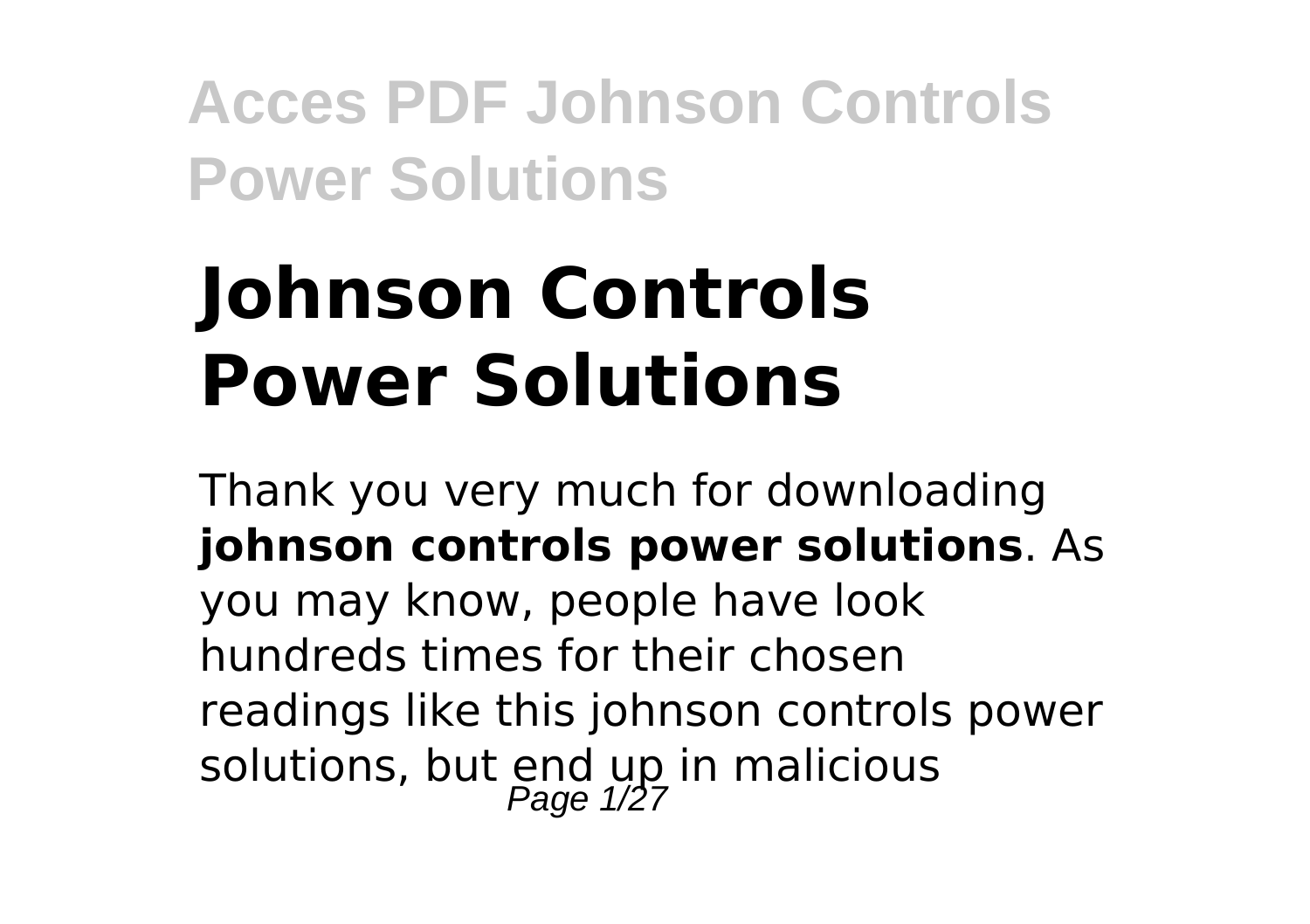# Johnson Controls Power Solutions

Thank you very much for downloading **johnson controls power solutions**. As you may know, people have look hundreds times for their chosen readings like this johnson controls power solutions, but end up in malicious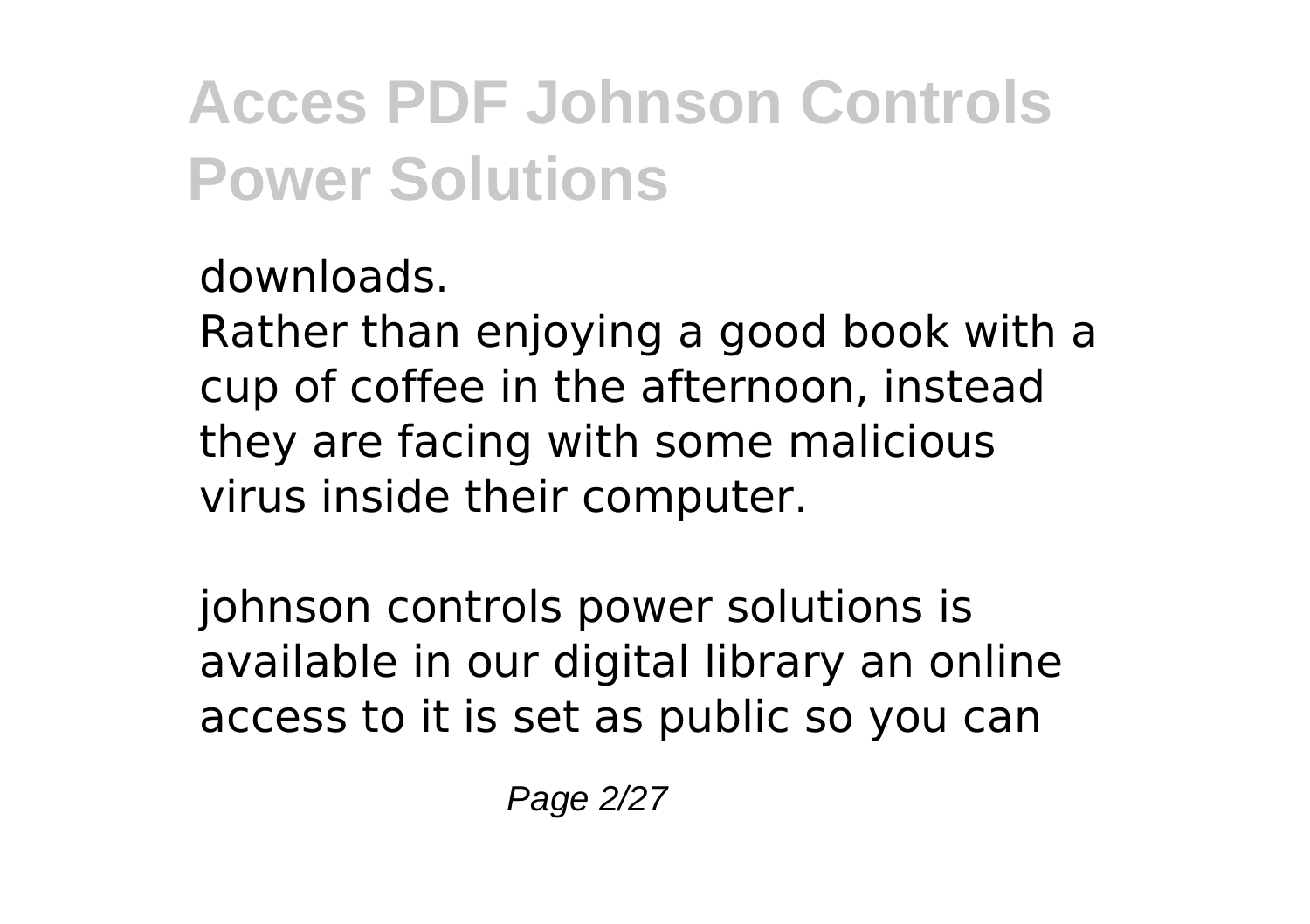downloads.

Rather than enjoying a good book with a cup of coffee in the afternoon, instead they are facing with some malicious virus inside their computer.

johnson controls power solutions is available in our digital library an online access to it is set as public so you can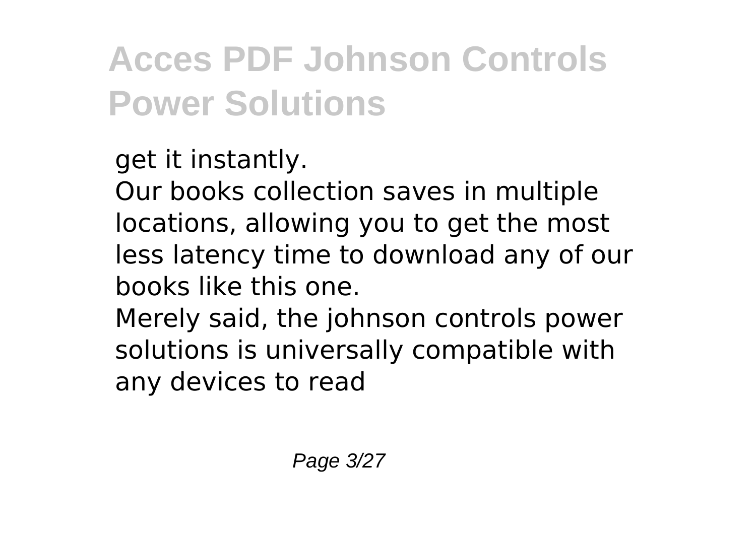get it instantly.

Our books collection saves in multiple locations, allowing you to get the most less latency time to download any of our books like this one.

Merely said, the johnson controls power solutions is universally compatible with any devices to read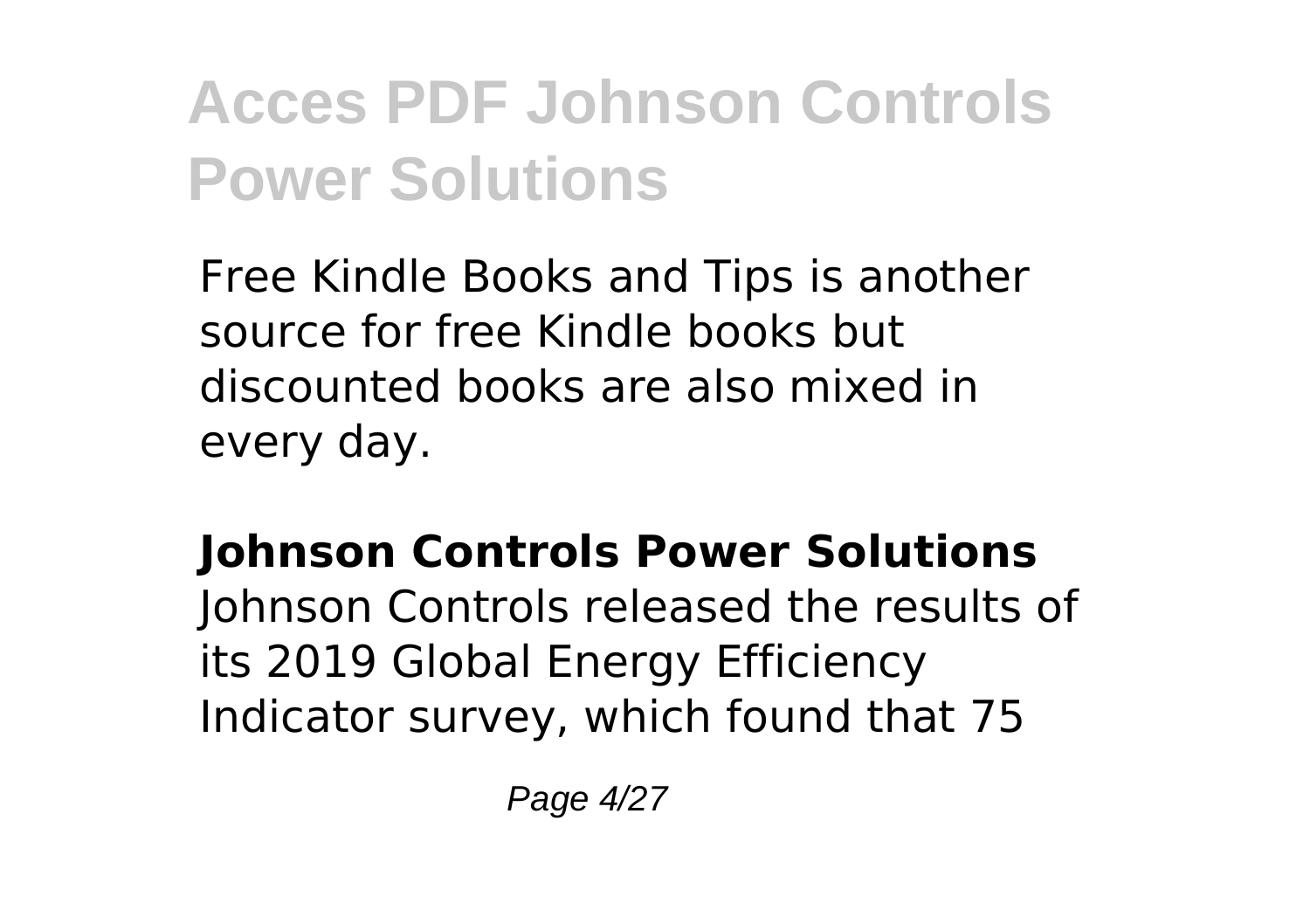Free Kindle Books and Tips is another source for free Kindle books but discounted books are also mixed in every day.

**Johnson Controls Power Solutions**

Johnson Controls released the results of its 2019 Global Energy Efficiency Indicator survey, which found that 75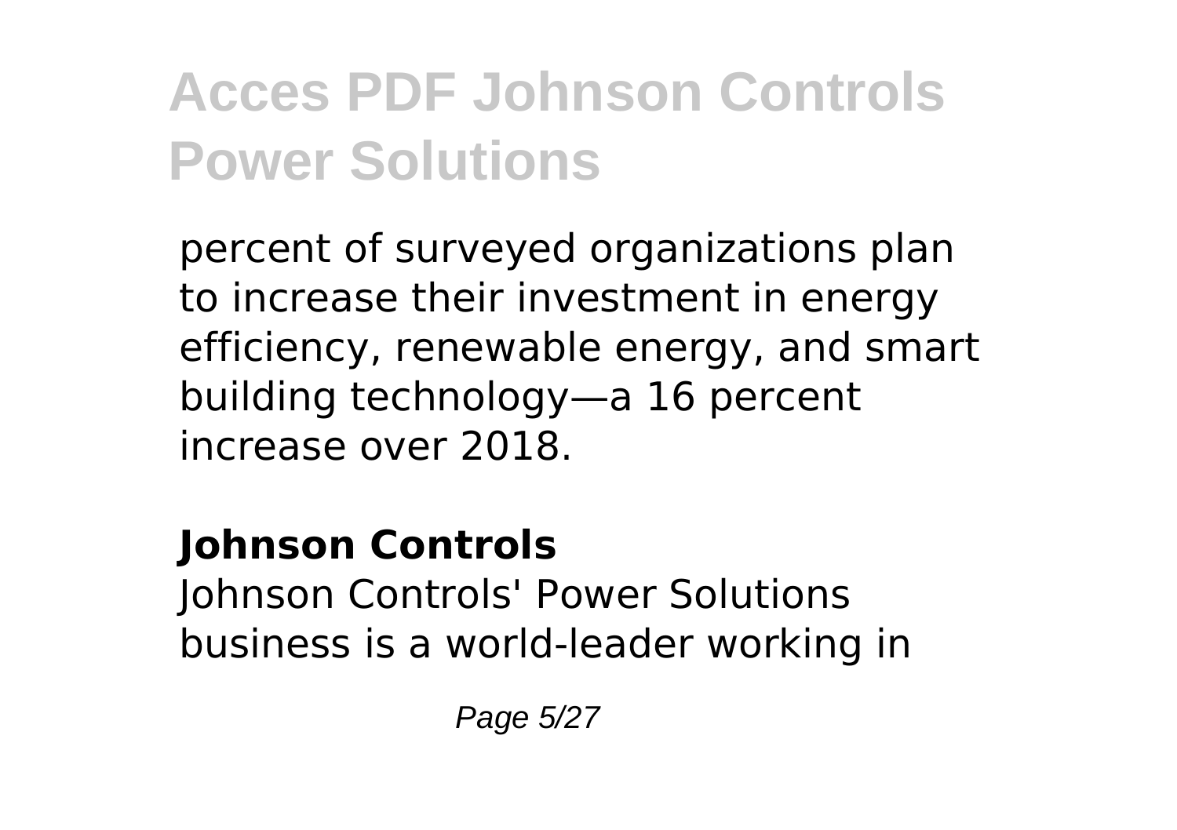percent of surveyed organizations plan to increase their investment in energy efficiency, renewable energy, and smart building technology—a 16 percent increase over 2018.

**Johnson Controls**

Johnson Controls' Power Solutions business is a world-leader working in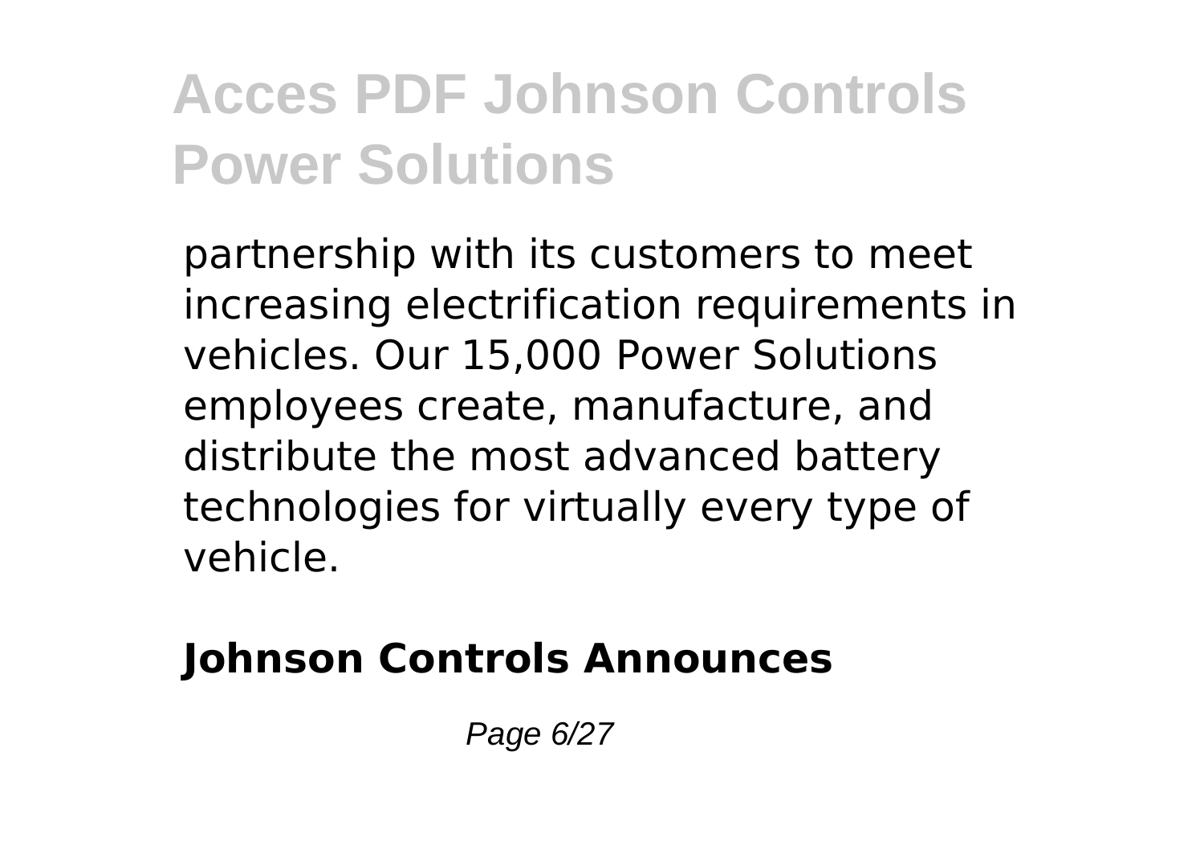partnership with its customers to meet increasing electrification requirements in vehicles. Our 15,000 Power Solutions employees create, manufacture, and distribute the most advanced battery technologies for virtually every type of vehicle.

**Johnson Controls Announces**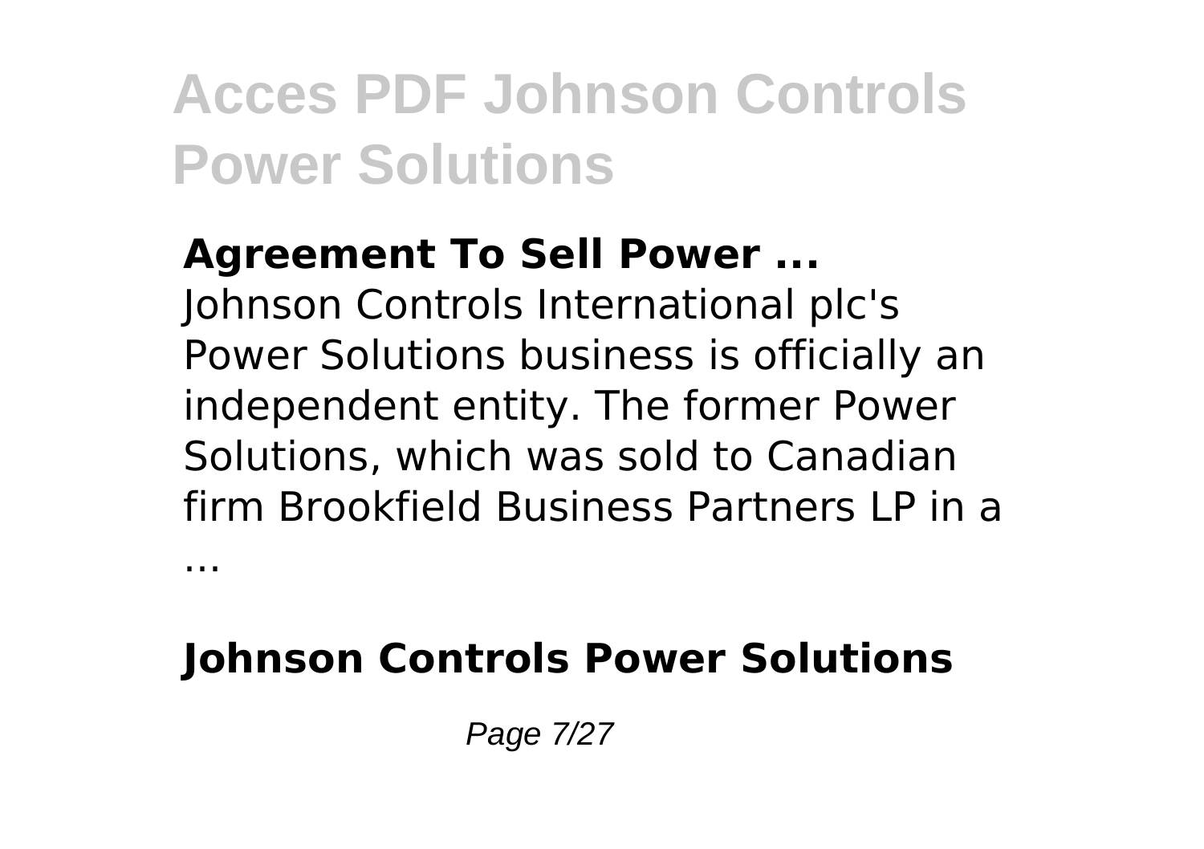**Agreement To Sell Power ...**

Johnson Controls International plc's Power Solutions business is officially an independent entity. The former Power Solutions, which was sold to Canadian firm Brookfield Business Partners LP in a ...

**Johnson Controls Power Solutions**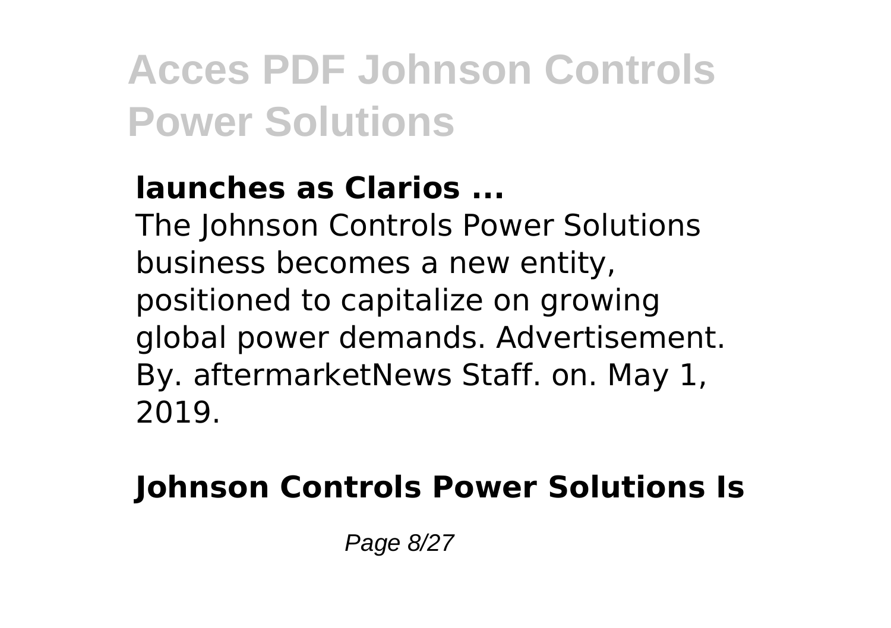**launches as Clarios ...**

The Johnson Controls Power Solutions business becomes a new entity, positioned to capitalize on growing global power demands. Advertisement. By. aftermarketNews Staff. on. May 1, 2019.

**Johnson Controls Power Solutions Is**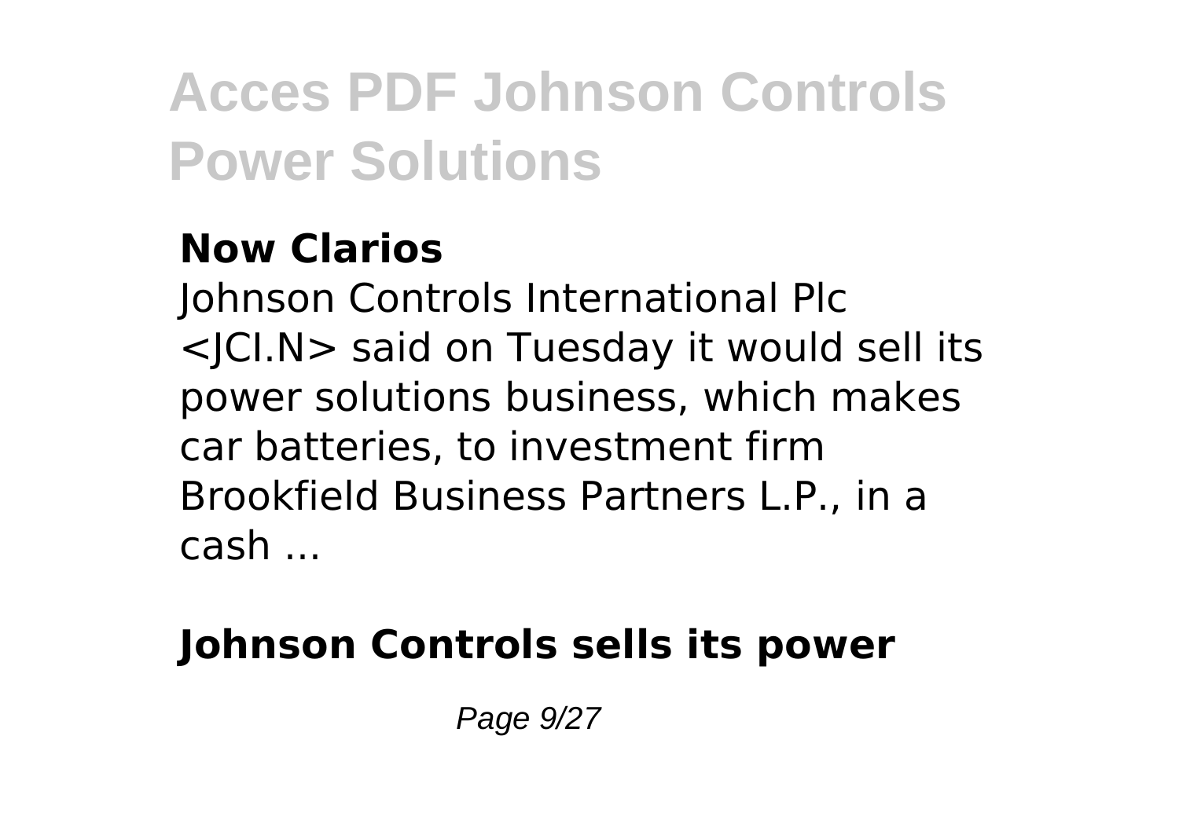**Now Clarios**

Johnson Controls International Plc <JCI.N> said on Tuesday it would sell its power solutions business, which makes car batteries, to investment firm Brookfield Business Partners L.P., in a cash ...

**Johnson Controls sells its power**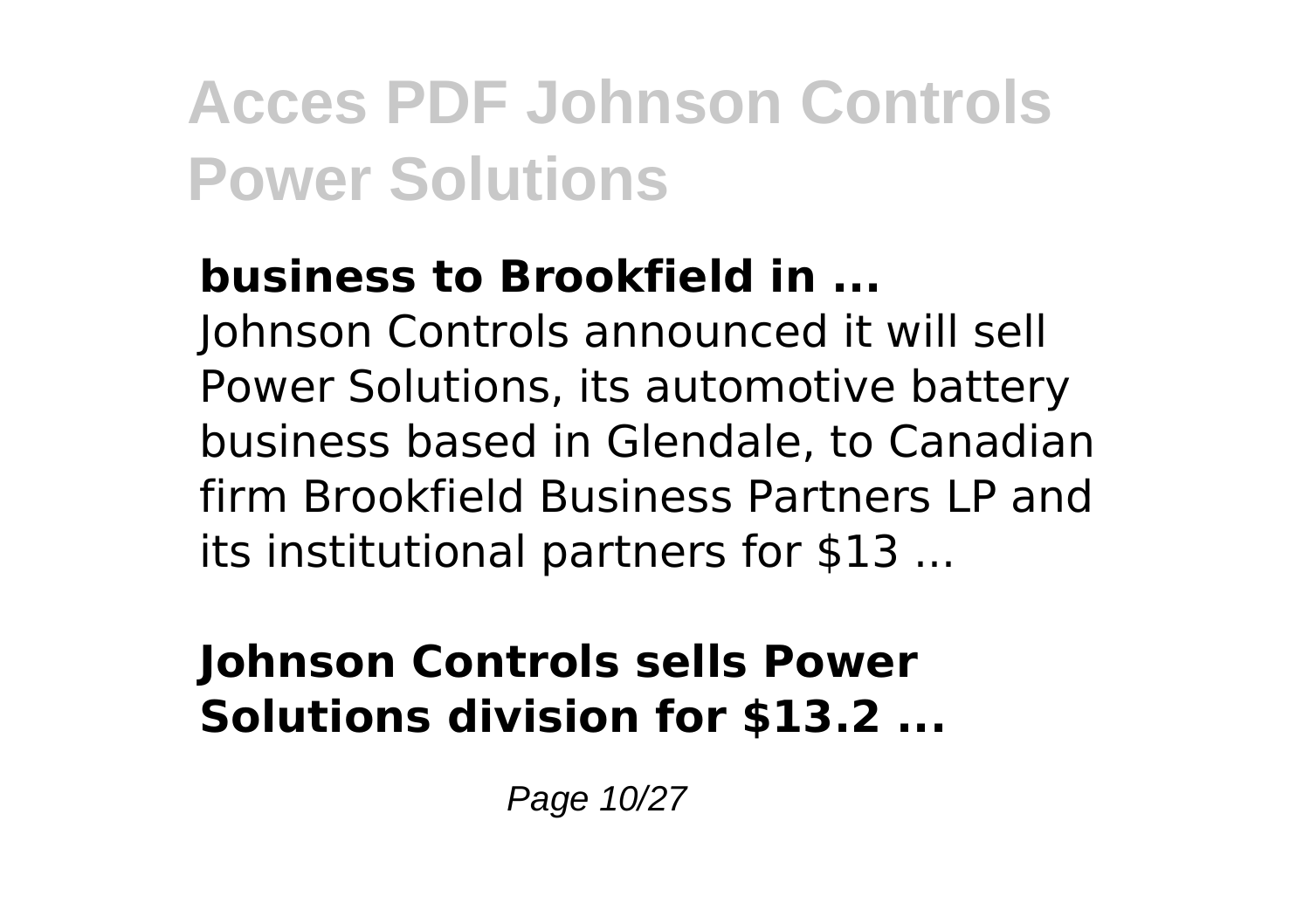**business to Brookfield in ...**

Johnson Controls announced it will sell Power Solutions, its automotive battery business based in Glendale, to Canadian firm Brookfield Business Partners LP and its institutional partners for $13 ...

**Johnson Controls sells Power Solutions division for $13.2 ...**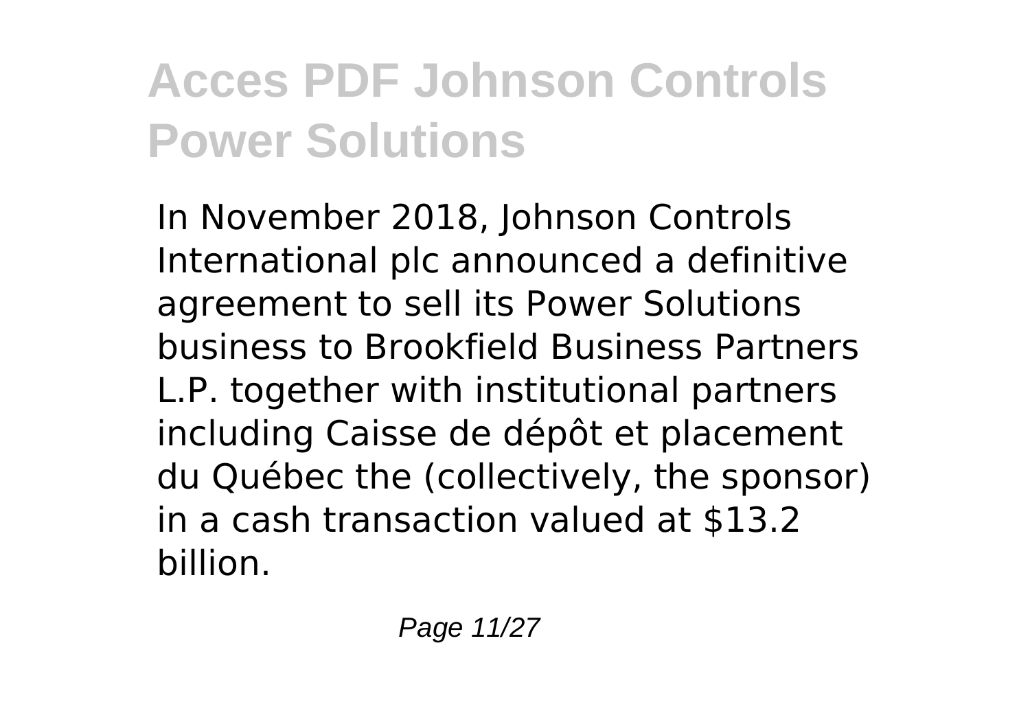In November 2018, Johnson Controls International plc announced a definitive agreement to sell its Power Solutions business to Brookfield Business Partners L.P. together with institutional partners including Caisse de dépôt et placement du Québec the (collectively, the sponsor) in a cash transaction valued at $13.2 billion.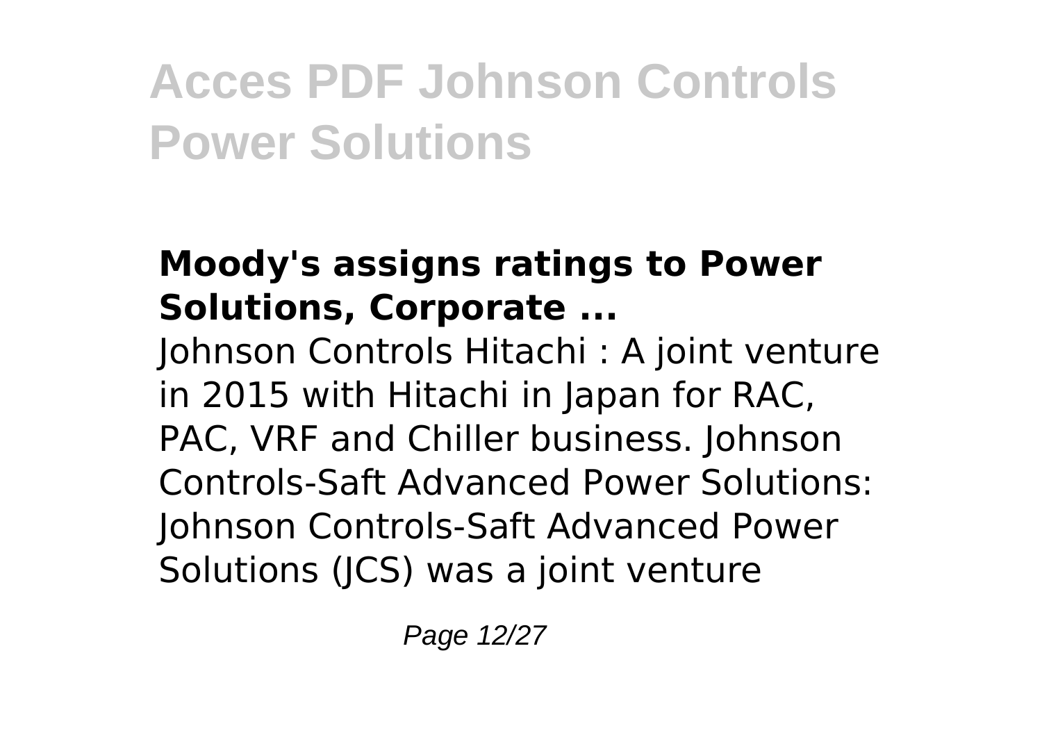### Moody's assigns ratings to Power Solutions, Corporate ...

Johnson Controls Hitachi : A joint venture in 2015 with Hitachi in Japan for RAC, PAC, VRF and Chiller business. Johnson Controls-Saft Advanced Power Solutions: Johnson Controls-Saft Advanced Power Solutions (JCS) was a joint venture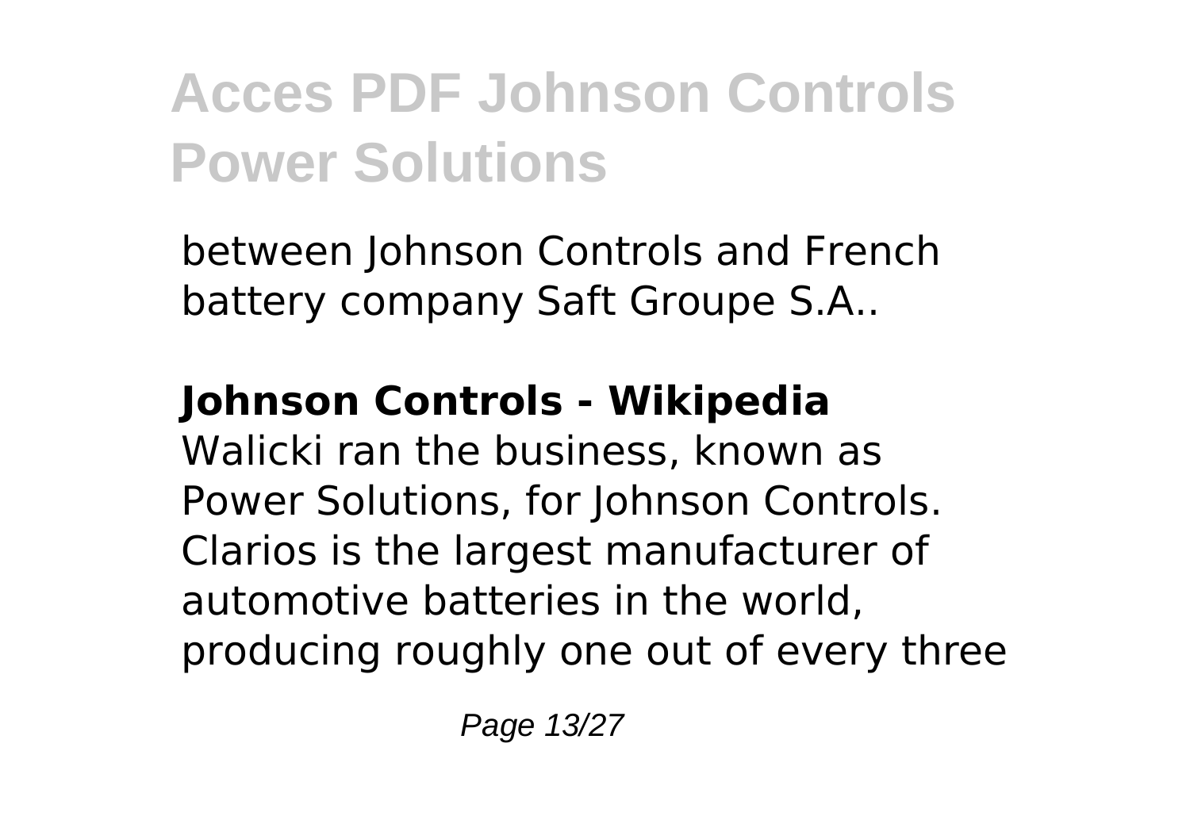between Johnson Controls and French battery company Saft Groupe S.A..

**Johnson Controls - Wikipedia**

Walicki ran the business, known as Power Solutions, for Johnson Controls. Clarios is the largest manufacturer of automotive batteries in the world, producing roughly one out of every three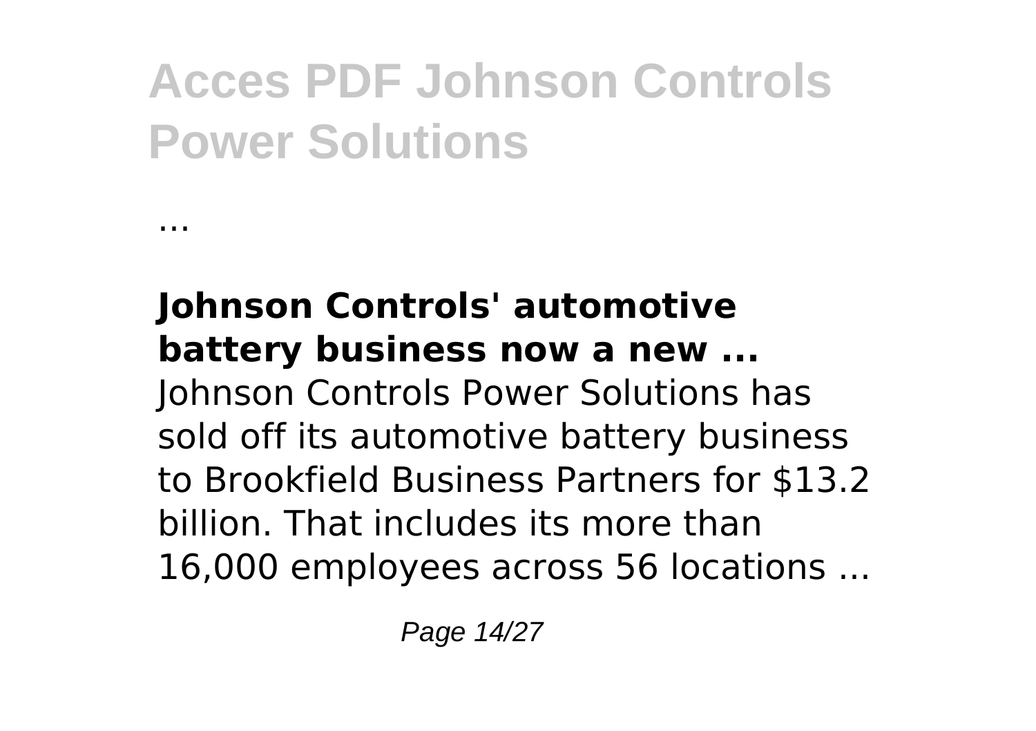...

**Johnson Controls' automotive battery business now a new ...**
Johnson Controls Power Solutions has sold off its automotive battery business to Brookfield Business Partners for $13.2 billion. That includes its more than 16,000 employees across 56 locations ...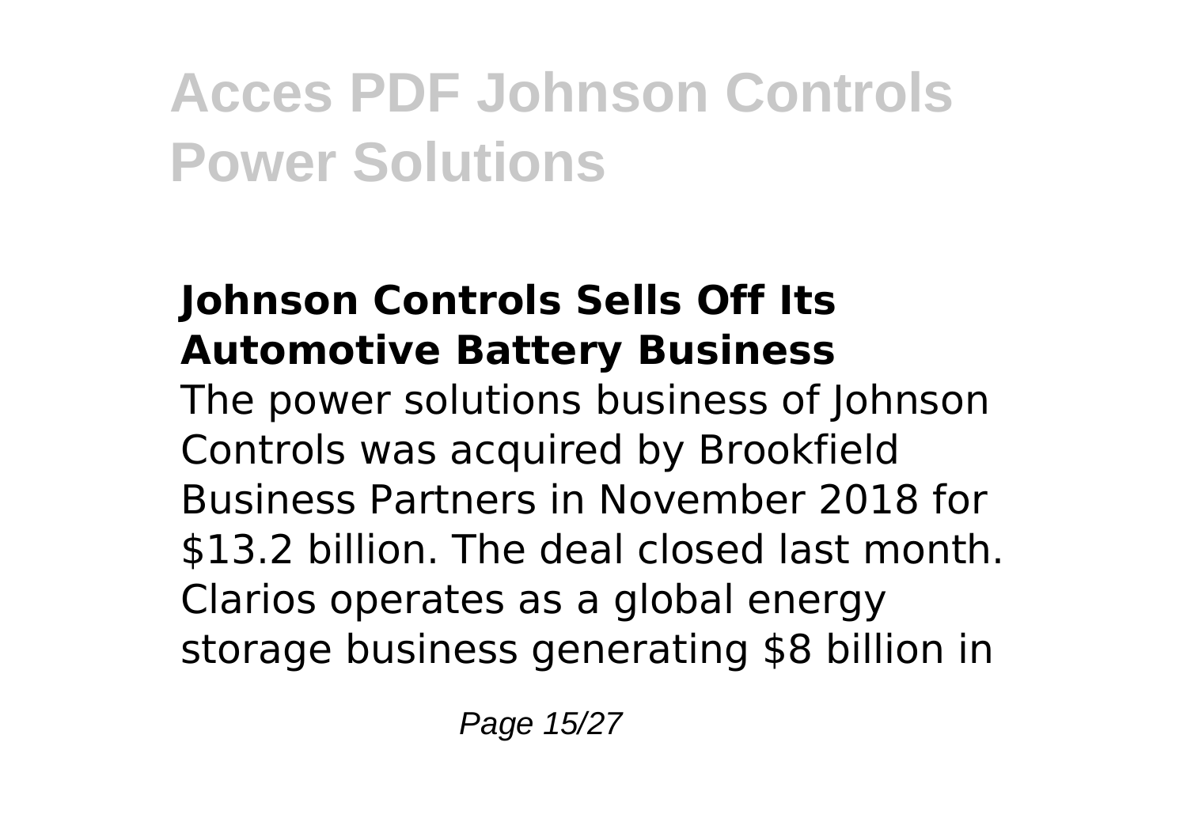### Johnson Controls Sells Off Its Automotive Battery Business

The power solutions business of Johnson Controls was acquired by Brookfield Business Partners in November 2018 for $13.2 billion. The deal closed last month. Clarios operates as a global energy storage business generating $8 billion in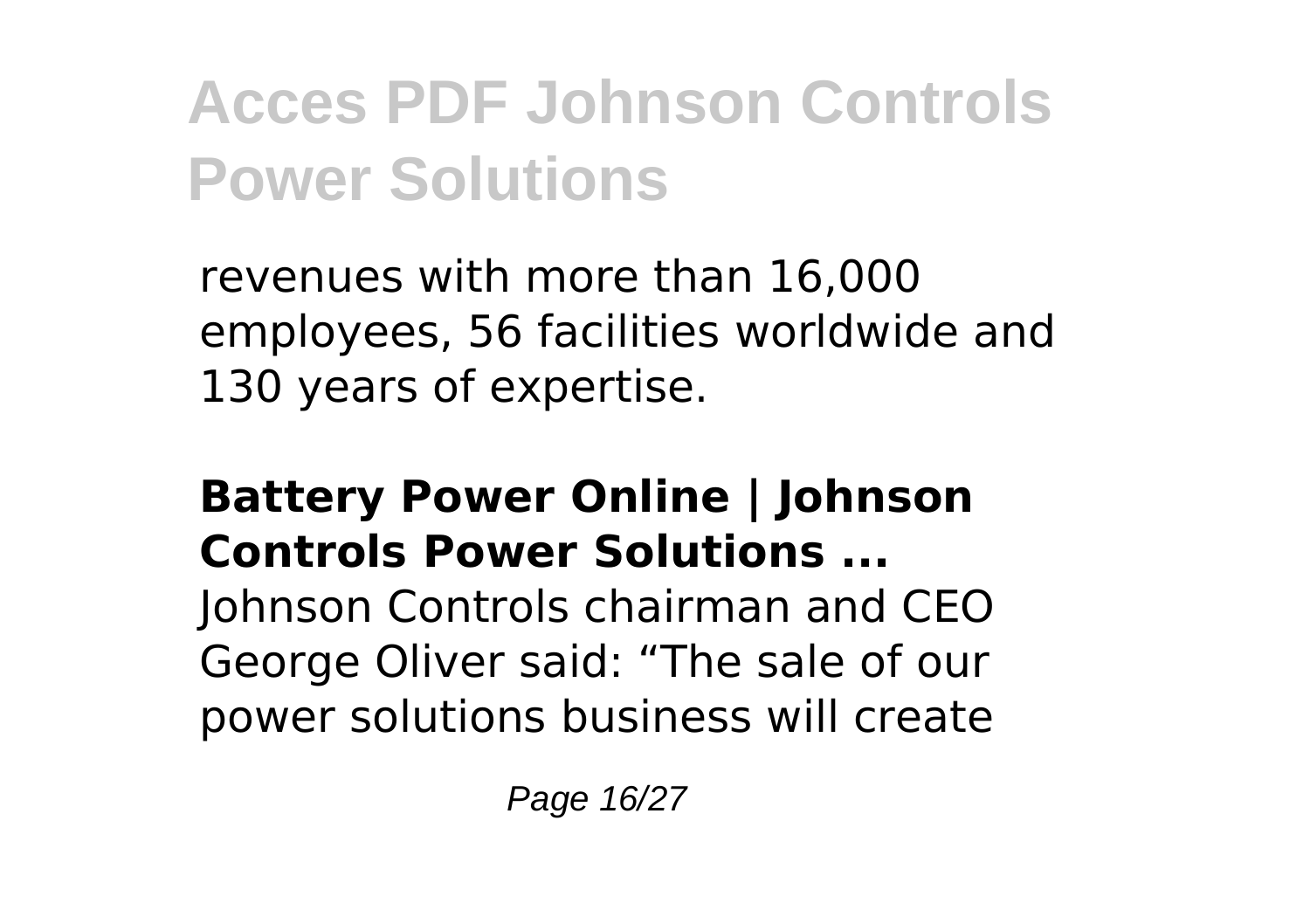revenues with more than 16,000 employees, 56 facilities worldwide and 130 years of expertise.

**Battery Power Online | Johnson Controls Power Solutions ...**

Johnson Controls chairman and CEO George Oliver said: “The sale of our power solutions business will create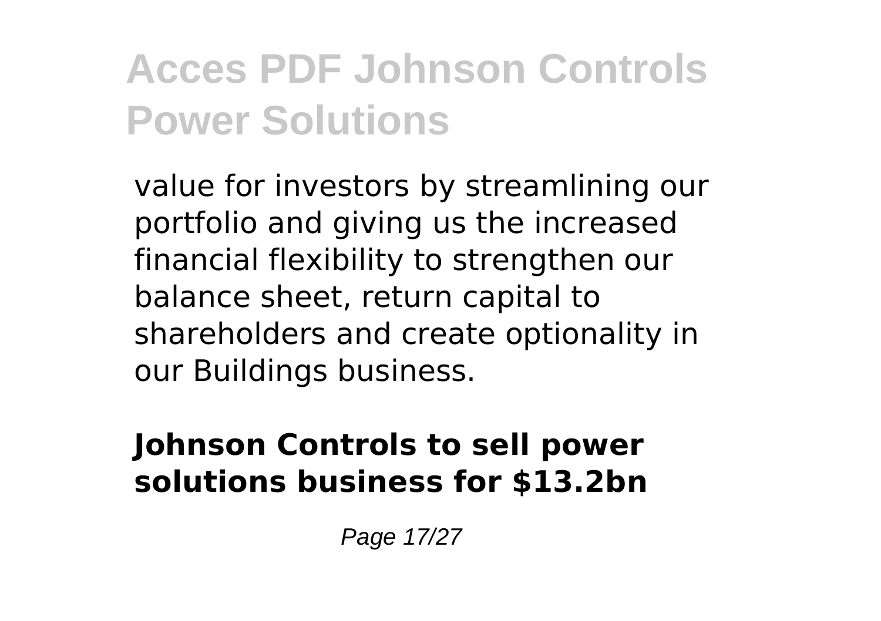value for investors by streamlining our portfolio and giving us the increased financial flexibility to strengthen our balance sheet, return capital to shareholders and create optionality in our Buildings business.

**Johnson Controls to sell power solutions business for $13.2bn**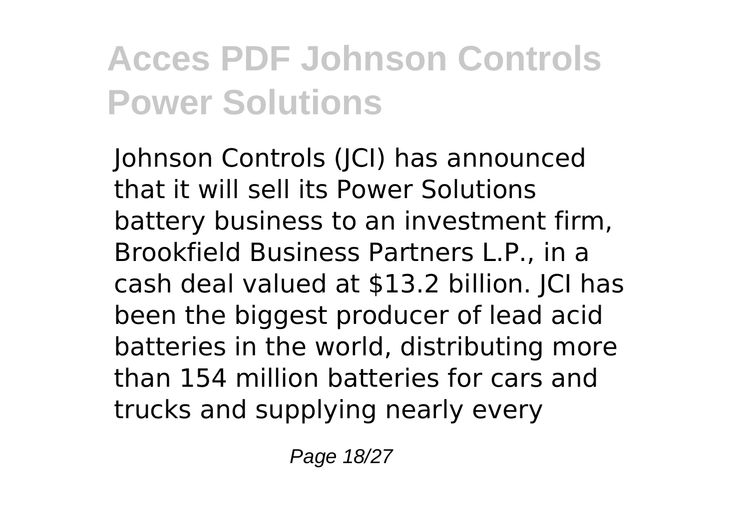# Acces PDF Johnson Controls Power Solutions

Johnson Controls (JCI) has announced that it will sell its Power Solutions battery business to an investment firm, Brookfield Business Partners L.P., in a cash deal valued at $13.2 billion. JCI has been the biggest producer of lead acid batteries in the world, distributing more than 154 million batteries for cars and trucks and supplying nearly every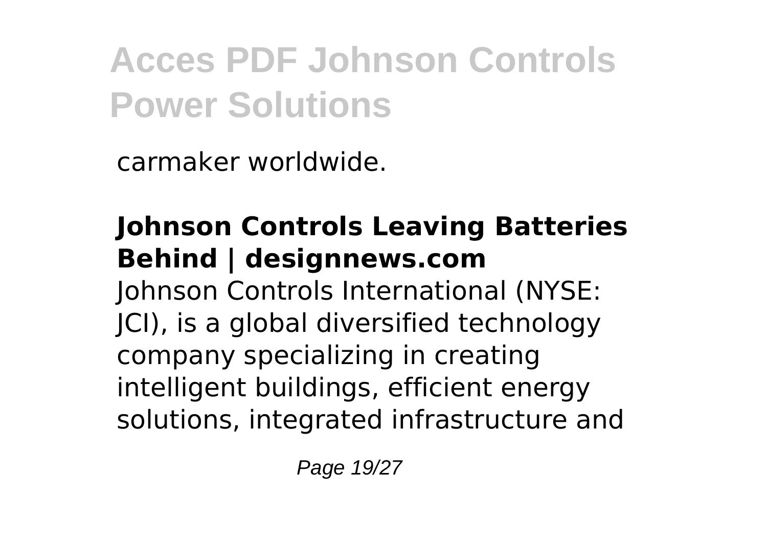carmaker worldwide.

**Johnson Controls Leaving Batteries Behind | designnews.com**

Johnson Controls International (NYSE: JCI), is a global diversified technology company specializing in creating intelligent buildings, efficient energy solutions, integrated infrastructure and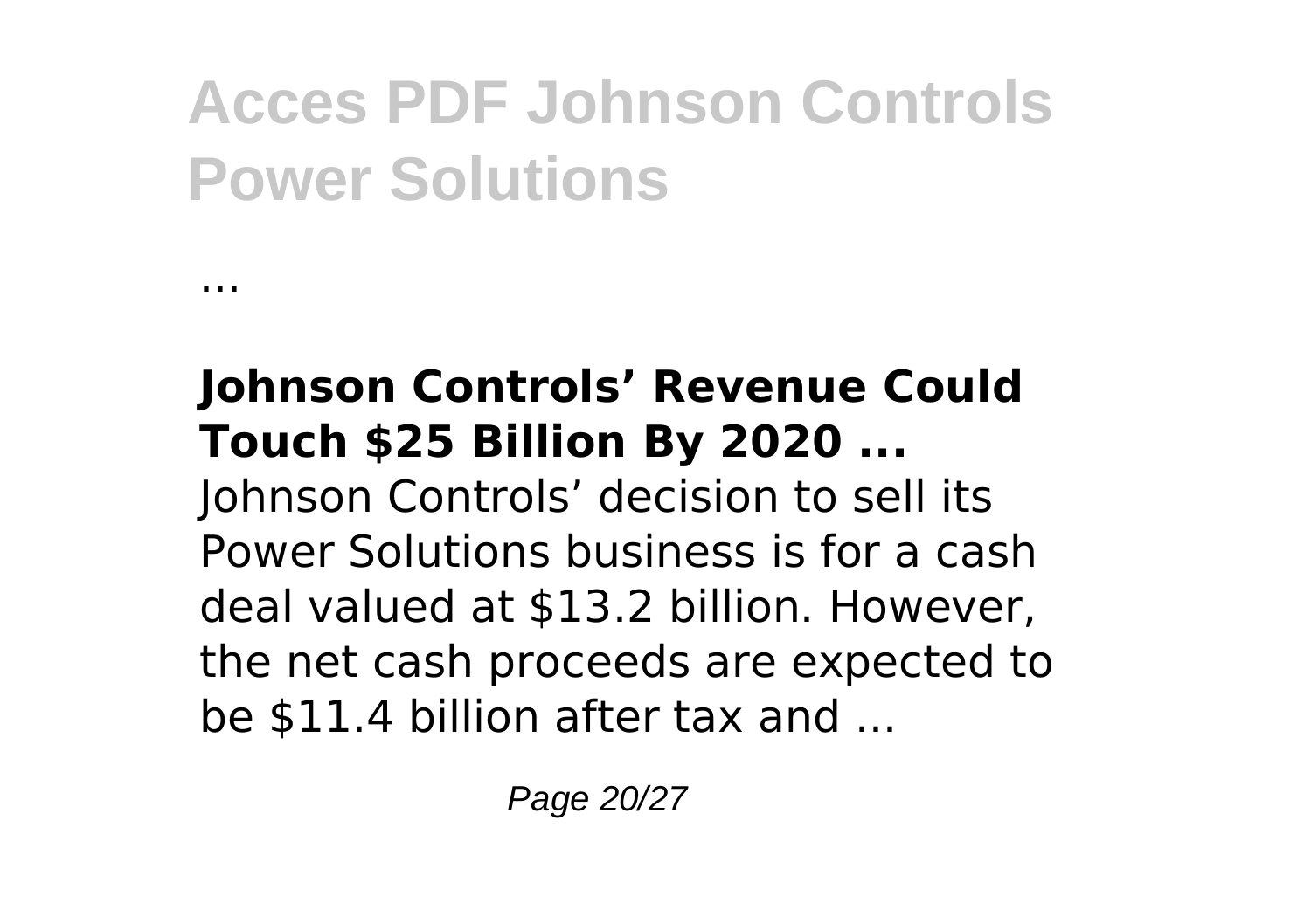...

**Johnson Controls' Revenue Could Touch $25 Billion By 2020 ...**
Johnson Controls' decision to sell its Power Solutions business is for a cash deal valued at $13.2 billion. However, the net cash proceeds are expected to be $11.4 billion after tax and ...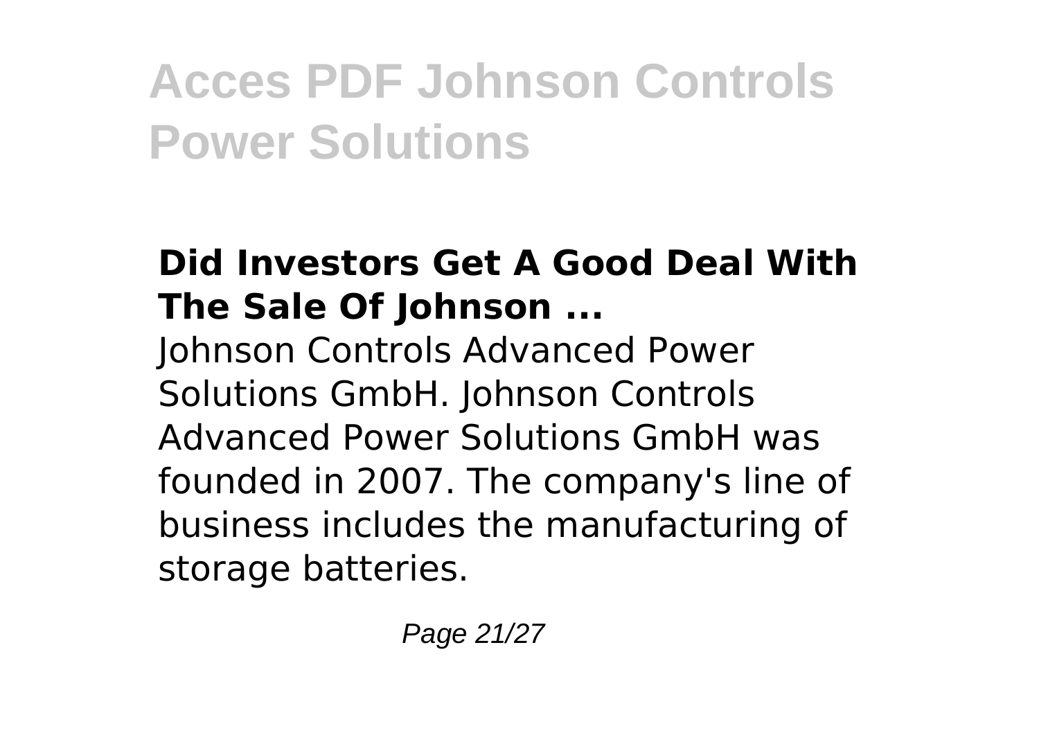### Did Investors Get A Good Deal With The Sale Of Johnson ...

Johnson Controls Advanced Power Solutions GmbH. Johnson Controls Advanced Power Solutions GmbH was founded in 2007. The company's line of business includes the manufacturing of storage batteries.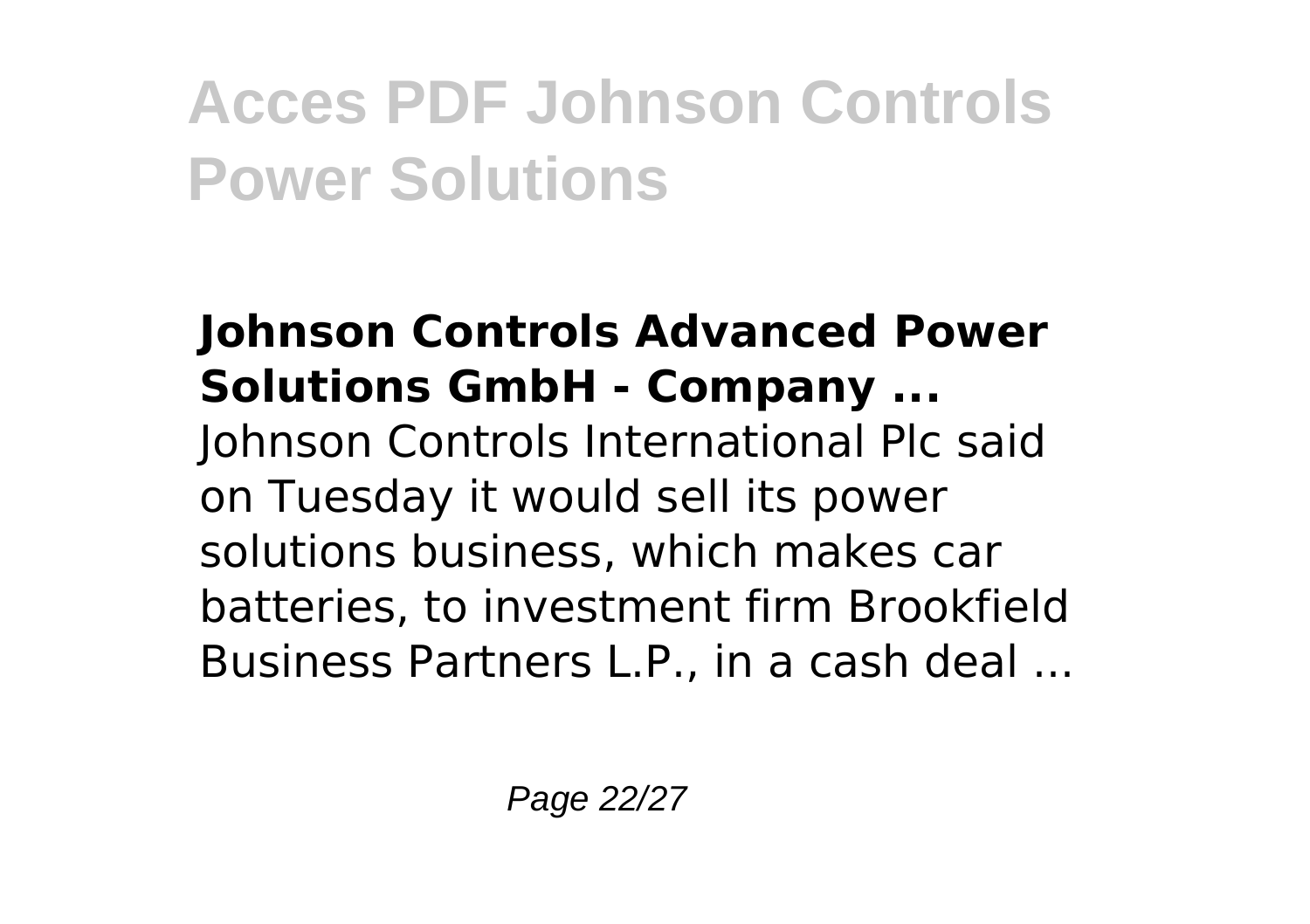### Johnson Controls Advanced Power Solutions GmbH - Company ...

Johnson Controls International Plc said on Tuesday it would sell its power solutions business, which makes car batteries, to investment firm Brookfield Business Partners L.P., in a cash deal ...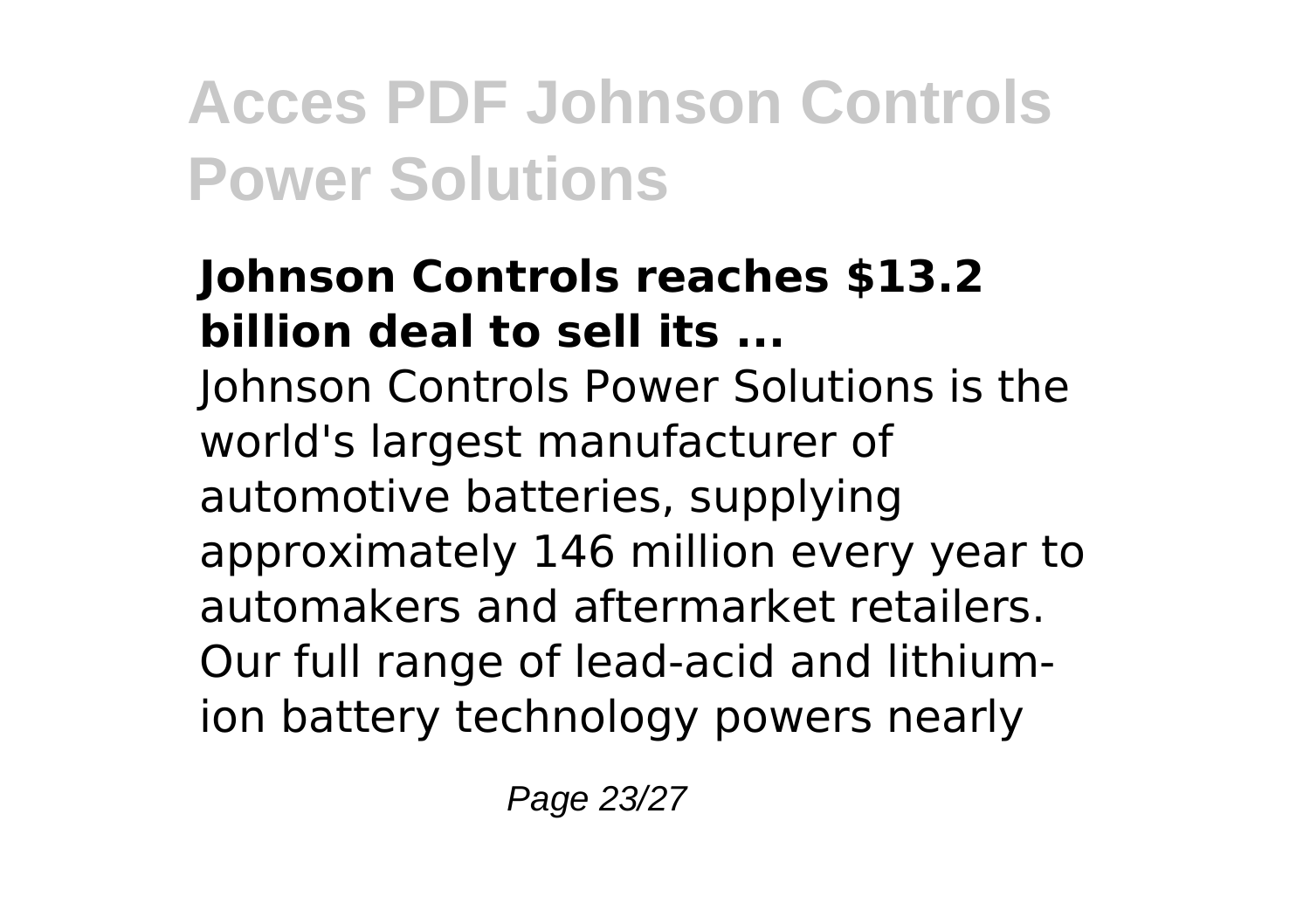### Johnson Controls reaches $13.2 billion deal to sell its ...

Johnson Controls Power Solutions is the world's largest manufacturer of automotive batteries, supplying approximately 146 million every year to automakers and aftermarket retailers. Our full range of lead-acid and lithium-ion battery technology powers nearly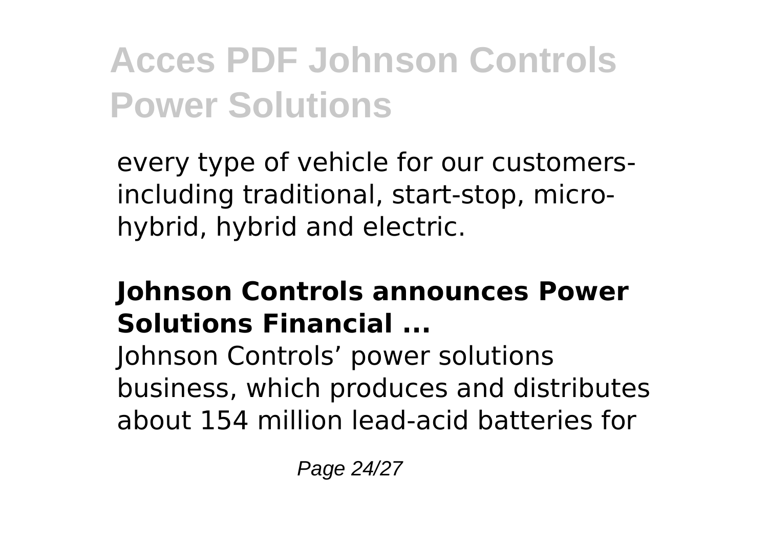every type of vehicle for our customers-including traditional, start-stop, micro-hybrid, hybrid and electric.

### Johnson Controls announces Power Solutions Financial ...

Johnson Controls' power solutions business, which produces and distributes about 154 million lead-acid batteries for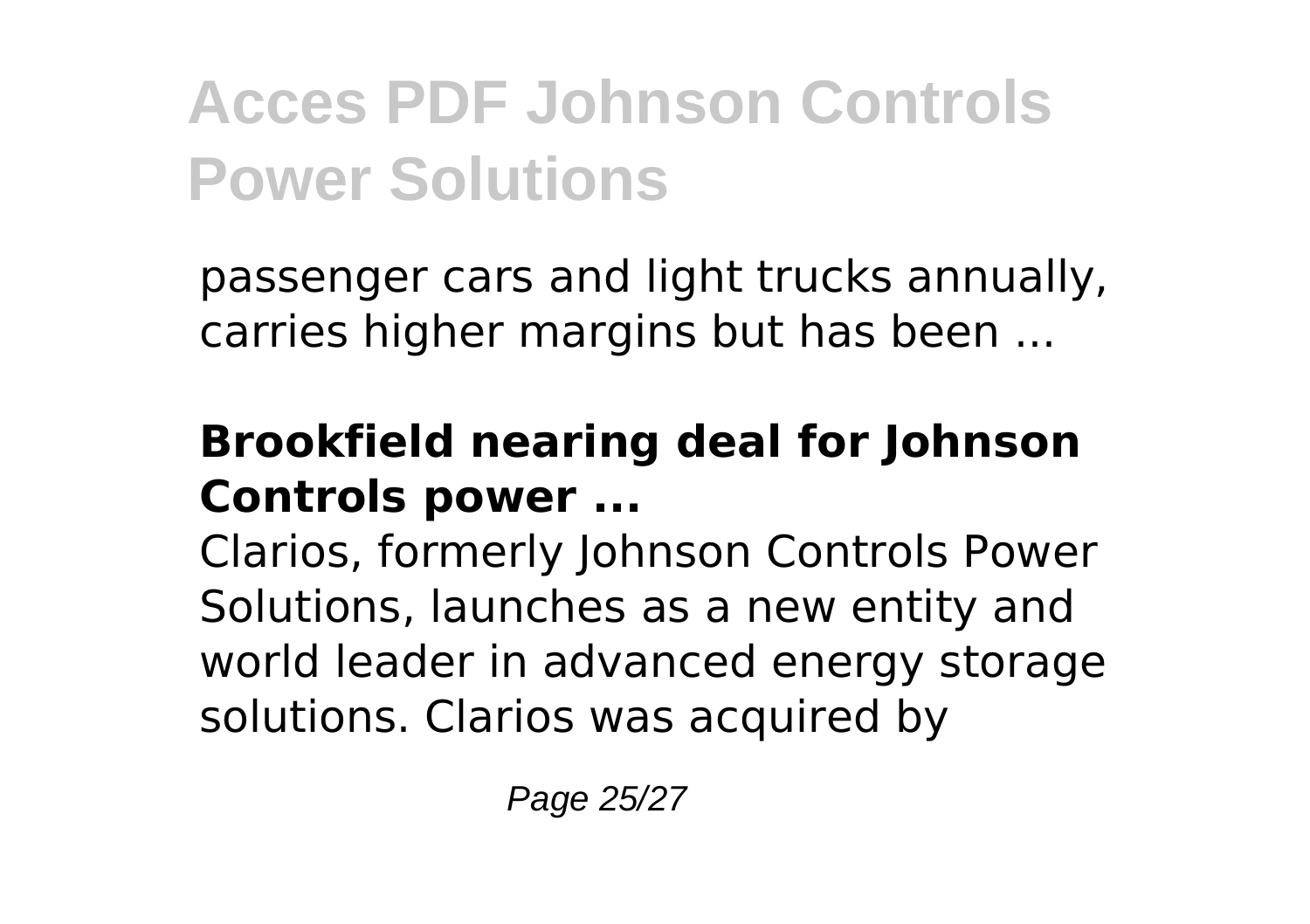passenger cars and light trucks annually, carries higher margins but has been ...

**Brookfield nearing deal for Johnson Controls power ...**

Clarios, formerly Johnson Controls Power Solutions, launches as a new entity and world leader in advanced energy storage solutions. Clarios was acquired by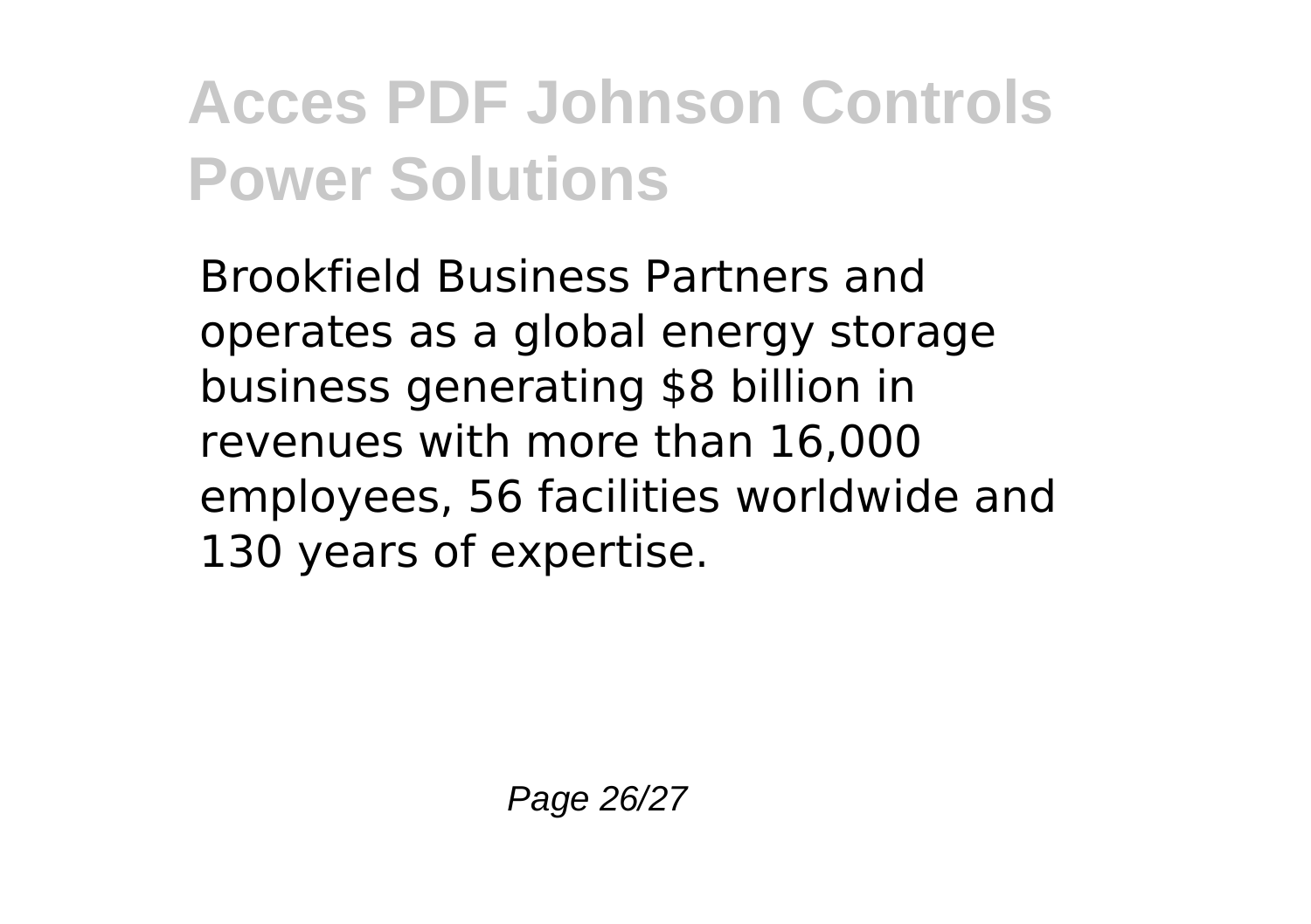Brookfield Business Partners and operates as a global energy storage business generating $8 billion in revenues with more than 16,000 employees, 56 facilities worldwide and 130 years of expertise.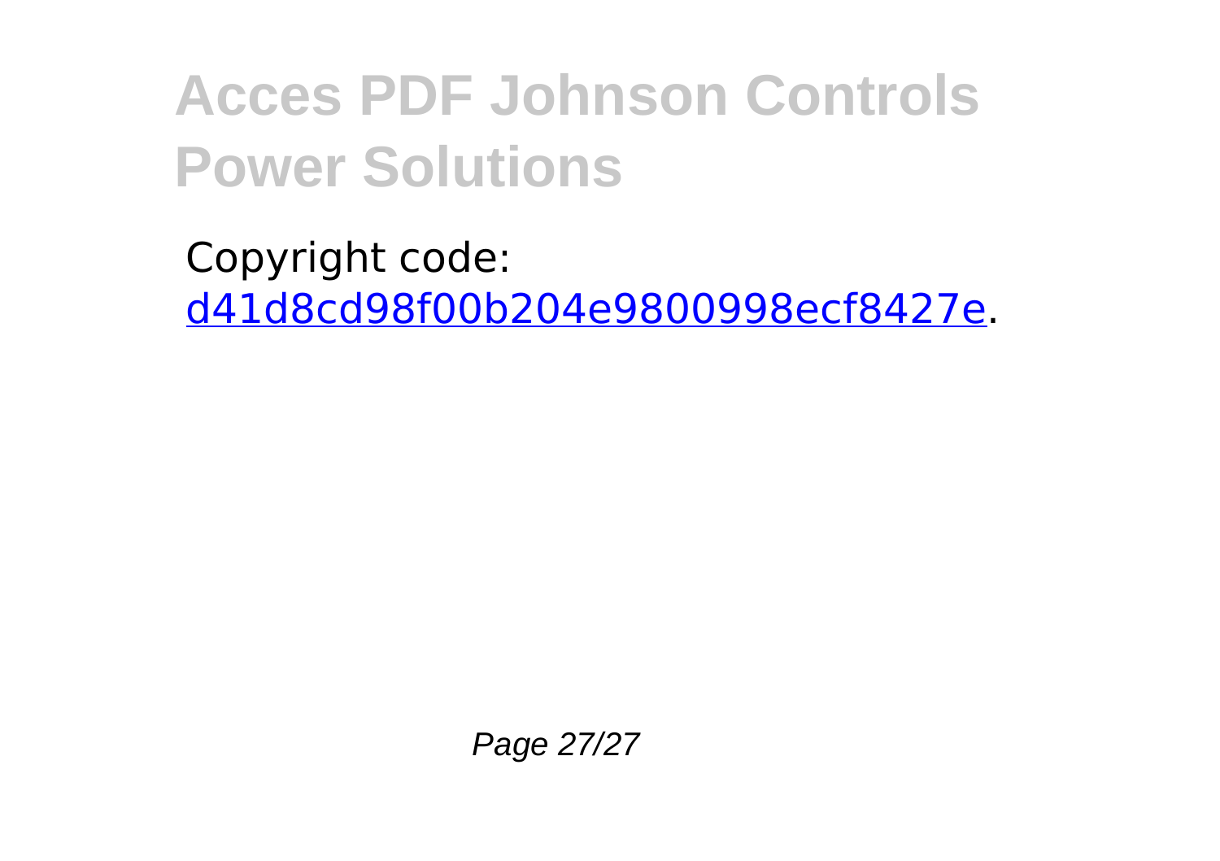Copyright code: d41d8cd98f00b204e9800998ecf8427e.